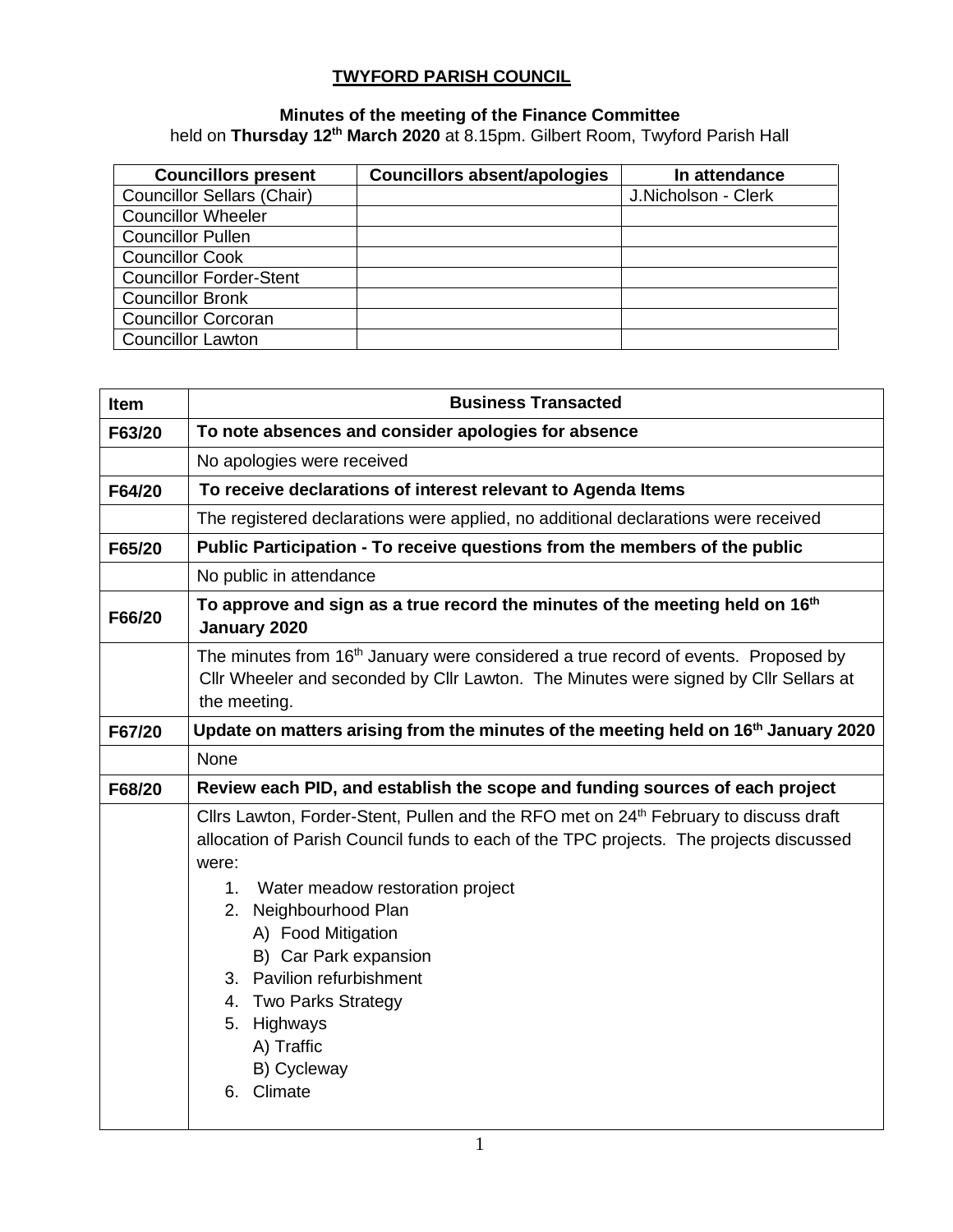# TWYFORD PARISH COUNCIL

## Minutes of the meeting of the Finance Committee

held on **Thursday 12th March 2020** at 8.15pm. Gilbert Room, Twyford Parish Hall

| Councillors present | Councillors absent/apologies | In attendance |
|---|---|---|
| Councillor Sellars (Chair) | | J.Nicholson - Clerk |
| Councillor Wheeler | | |
| Councillor Pullen | | |
| Councillor Cook | | |
| Councillor Forder-Stent | | |
| Councillor Bronk | | |
| Councillor Corcoran | | |
| Councillor Lawton | | |

| Item | Business Transacted |
|---|---|
| **F63/20** | **To note absences and consider apologies for absence** |
| | No apologies were received |
| **F64/20** | **To receive declarations of interest relevant to Agenda Items** |
| | The registered declarations were applied, no additional declarations were received |
| **F65/20** | **Public Participation - To receive questions from the members of the public** |
| | No public in attendance |
| **F66/20** | **To approve and sign as a true record the minutes of the meeting held on 16th January 2020** |
| | The minutes from 16th January were considered a true record of events. Proposed by Cllr Wheeler and seconded by Cllr Lawton. The Minutes were signed by Cllr Sellars at the meeting. |
| **F67/20** | **Update on matters arising from the minutes of the meeting held on 16th January 2020** |
| | None |
| **F68/20** | **Review each PID, and establish the scope and funding sources of each project** |
| | Cllrs Lawton, Forder-Stent, Pullen and the RFO met on 24th February to discuss draft allocation of Parish Council funds to each of the TPC projects. The projects discussed were:<br>1. Water meadow restoration project<br>2. Neighbourhood Plan<br>A) Food Mitigation<br>B) Car Park expansion<br>3. Pavilion refurbishment<br>4. Two Parks Strategy<br>5. Highways<br>A) Traffic<br>B) Cycleway<br>6. Climate |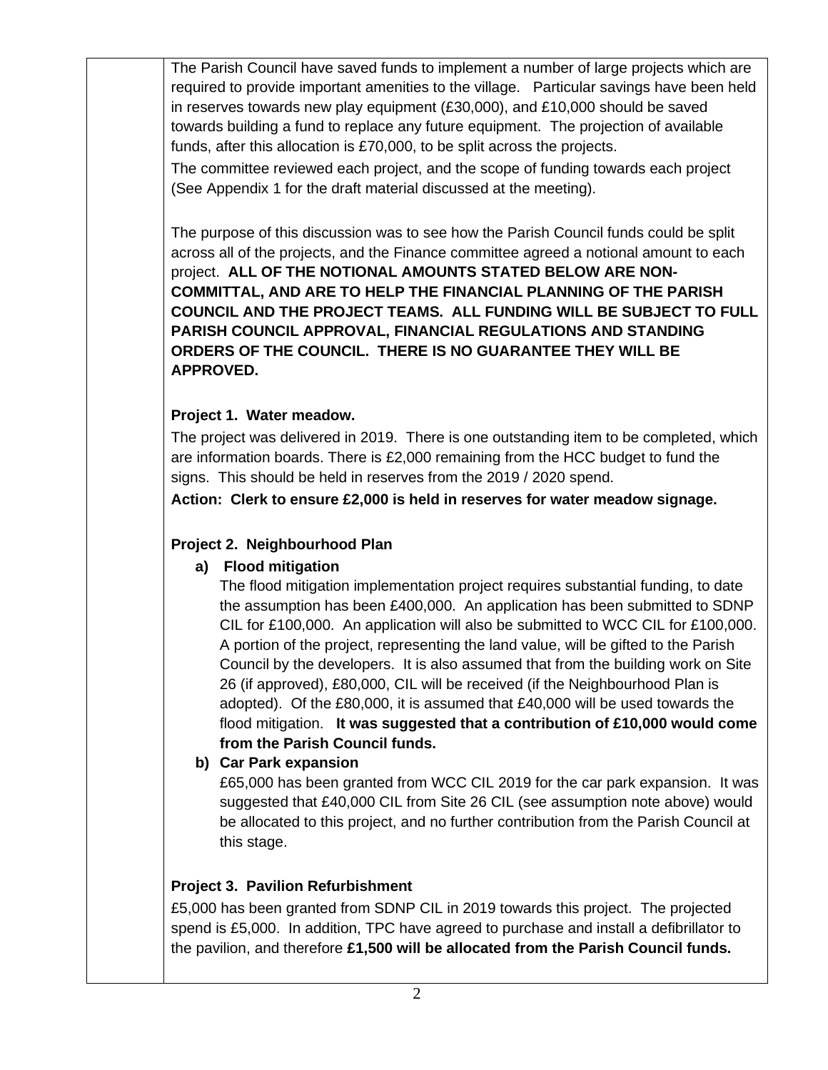The Parish Council have saved funds to implement a number of large projects which are required to provide important amenities to the village. Particular savings have been held in reserves towards new play equipment (£30,000), and £10,000 should be saved towards building a fund to replace any future equipment. The projection of available funds, after this allocation is £70,000, to be split across the projects.

The committee reviewed each project, and the scope of funding towards each project (See Appendix 1 for the draft material discussed at the meeting).

The purpose of this discussion was to see how the Parish Council funds could be split across all of the projects, and the Finance committee agreed a notional amount to each project. **ALL OF THE NOTIONAL AMOUNTS STATED BELOW ARE NON-COMMITTAL, AND ARE TO HELP THE FINANCIAL PLANNING OF THE PARISH COUNCIL AND THE PROJECT TEAMS. ALL FUNDING WILL BE SUBJECT TO FULL PARISH COUNCIL APPROVAL, FINANCIAL REGULATIONS AND STANDING ORDERS OF THE COUNCIL. THERE IS NO GUARANTEE THEY WILL BE APPROVED.**

**Project 1. Water meadow.**

The project was delivered in 2019. There is one outstanding item to be completed, which are information boards. There is £2,000 remaining from the HCC budget to fund the signs. This should be held in reserves from the 2019 / 2020 spend.

**Action: Clerk to ensure £2,000 is held in reserves for water meadow signage.**

**Project 2. Neighbourhood Plan**

**a) Flood mitigation**

The flood mitigation implementation project requires substantial funding, to date the assumption has been £400,000. An application has been submitted to SDNP CIL for £100,000. An application will also be submitted to WCC CIL for £100,000. A portion of the project, representing the land value, will be gifted to the Parish Council by the developers. It is also assumed that from the building work on Site 26 (if approved), £80,000, CIL will be received (if the Neighbourhood Plan is adopted). Of the £80,000, it is assumed that £40,000 will be used towards the flood mitigation. **It was suggested that a contribution of £10,000 would come from the Parish Council funds.**

**b) Car Park expansion**

£65,000 has been granted from WCC CIL 2019 for the car park expansion. It was suggested that £40,000 CIL from Site 26 CIL (see assumption note above) would be allocated to this project, and no further contribution from the Parish Council at this stage.

**Project 3. Pavilion Refurbishment**

£5,000 has been granted from SDNP CIL in 2019 towards this project. The projected spend is £5,000. In addition, TPC have agreed to purchase and install a defibrillator to the pavilion, and therefore **£1,500 will be allocated from the Parish Council funds.**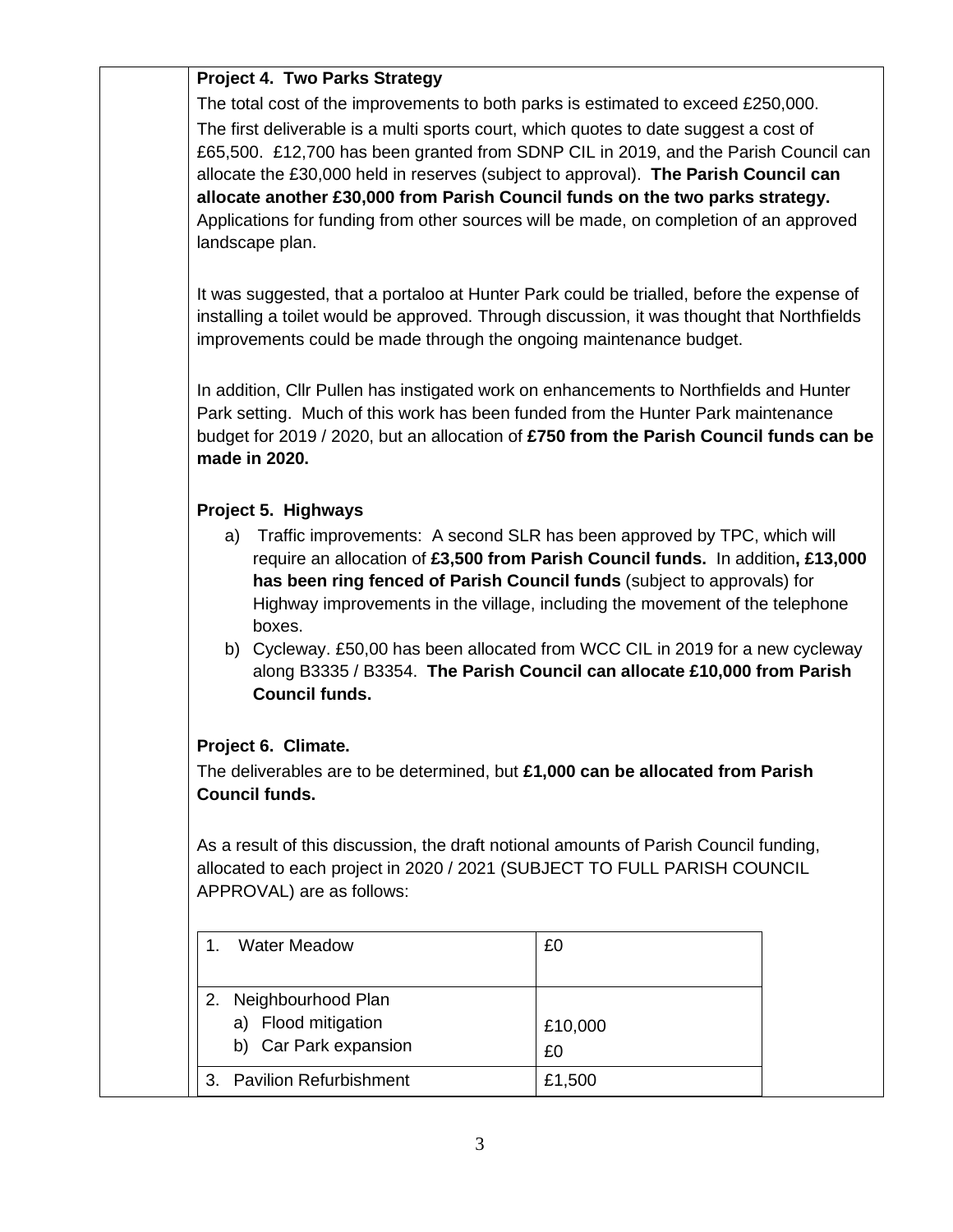**Project 4. Two Parks Strategy**

The total cost of the improvements to both parks is estimated to exceed £250,000.

The first deliverable is a multi sports court, which quotes to date suggest a cost of £65,500. £12,700 has been granted from SDNP CIL in 2019, and the Parish Council can allocate the £30,000 held in reserves (subject to approval). **The Parish Council can allocate another £30,000 from Parish Council funds on the two parks strategy.** Applications for funding from other sources will be made, on completion of an approved landscape plan.

It was suggested, that a portaloo at Hunter Park could be trialled, before the expense of installing a toilet would be approved. Through discussion, it was thought that Northfields improvements could be made through the ongoing maintenance budget.

In addition, Cllr Pullen has instigated work on enhancements to Northfields and Hunter Park setting. Much of this work has been funded from the Hunter Park maintenance budget for 2019 / 2020, but an allocation of **£750 from the Parish Council funds can be made in 2020.**

**Project 5. Highways**

a) Traffic improvements: A second SLR has been approved by TPC, which will require an allocation of **£3,500 from Parish Council funds.** In addition**, £13,000 has been ring fenced of Parish Council funds** (subject to approvals) for Highway improvements in the village, including the movement of the telephone boxes.

b) Cycleway. £50,00 has been allocated from WCC CIL in 2019 for a new cycleway along B3335 / B3354. **The Parish Council can allocate £10,000 from Parish Council funds.**

**Project 6. Climate.**

The deliverables are to be determined, but **£1,000 can be allocated from Parish Council funds.**

As a result of this discussion, the draft notional amounts of Parish Council funding, allocated to each project in 2020 / 2021 (SUBJECT TO FULL PARISH COUNCIL APPROVAL) are as follows:

| | |
|---|---|
| 1. Water Meadow | £0 |
| 2. Neighbourhood Plan<br>a) Flood mitigation<br>b) Car Park expansion | <br>£10,000<br>£0 |
| 3. Pavilion Refurbishment | £1,500 |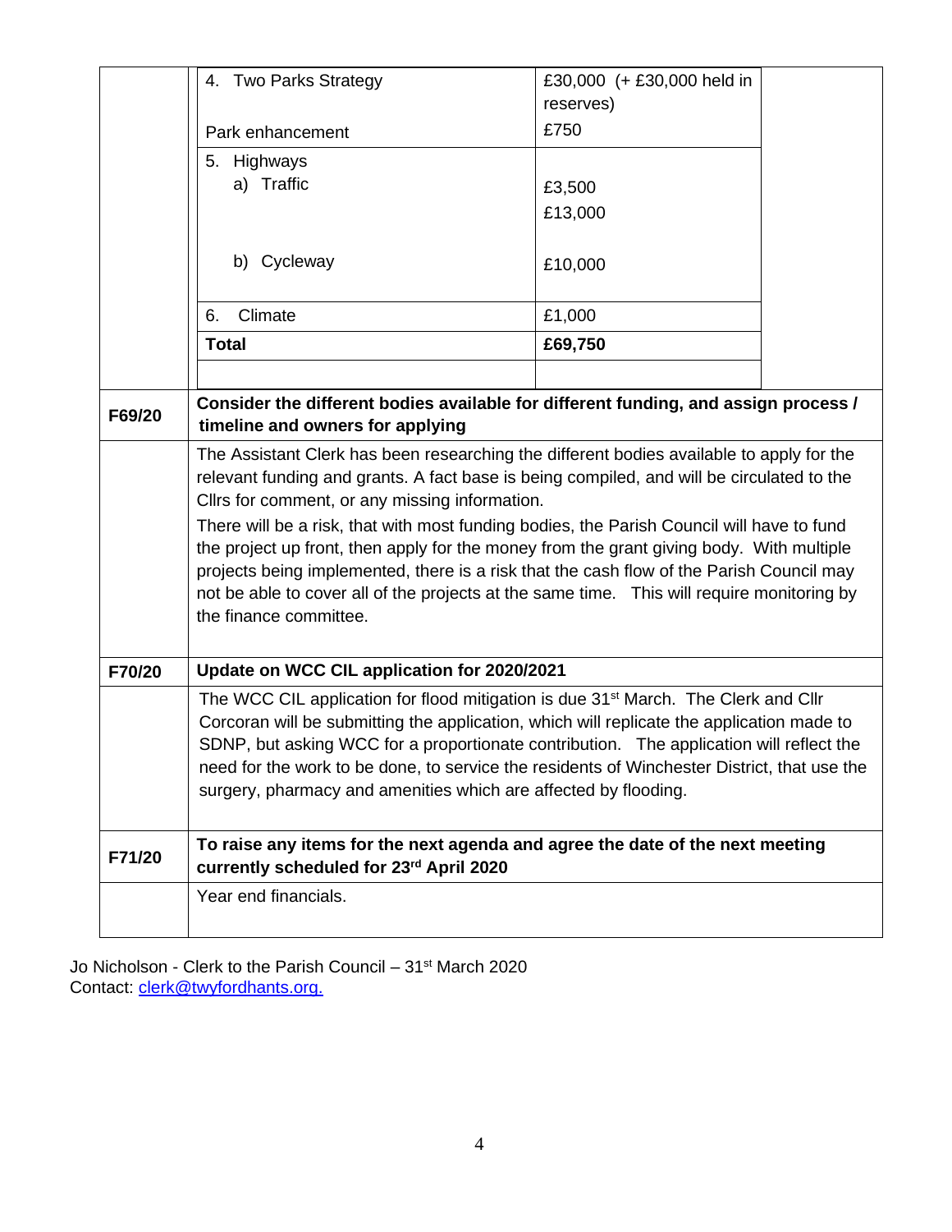| | | | |
|---|---|---|---|
| | 4. Two Parks Strategy<br><br>Park enhancement | £30,000 (+ £30,000 held in reserves)<br>£750 | |
| | 5. Highways<br>a) Traffic<br><br><br>b) Cycleway | <br>£3,500<br>£13,000<br><br>£10,000 | |
| | 6. Climate | £1,000 | |
| | **Total** | **£69,750** | |
| | | | |

| | |
|---|---|
| **F69/20** | **Consider the different bodies available for different funding, and assign process / timeline and owners for applying** |
| | The Assistant Clerk has been researching the different bodies available to apply for the relevant funding and grants. A fact base is being compiled, and will be circulated to the Cllrs for comment, or any missing information.<br>There will be a risk, that with most funding bodies, the Parish Council will have to fund the project up front, then apply for the money from the grant giving body. With multiple projects being implemented, there is a risk that the cash flow of the Parish Council may not be able to cover all of the projects at the same time. This will require monitoring by the finance committee. |
| **F70/20** | **Update on WCC CIL application for 2020/2021** |
| | The WCC CIL application for flood mitigation is due 31st March. The Clerk and Cllr Corcoran will be submitting the application, which will replicate the application made to SDNP, but asking WCC for a proportionate contribution. The application will reflect the need for the work to be done, to service the residents of Winchester District, that use the surgery, pharmacy and amenities which are affected by flooding. |
| **F71/20** | **To raise any items for the next agenda and agree the date of the next meeting currently scheduled for 23rd April 2020** |
| | Year end financials. |

Jo Nicholson - Clerk to the Parish Council – 31st March 2020
Contact: clerk@twyfordhants.org.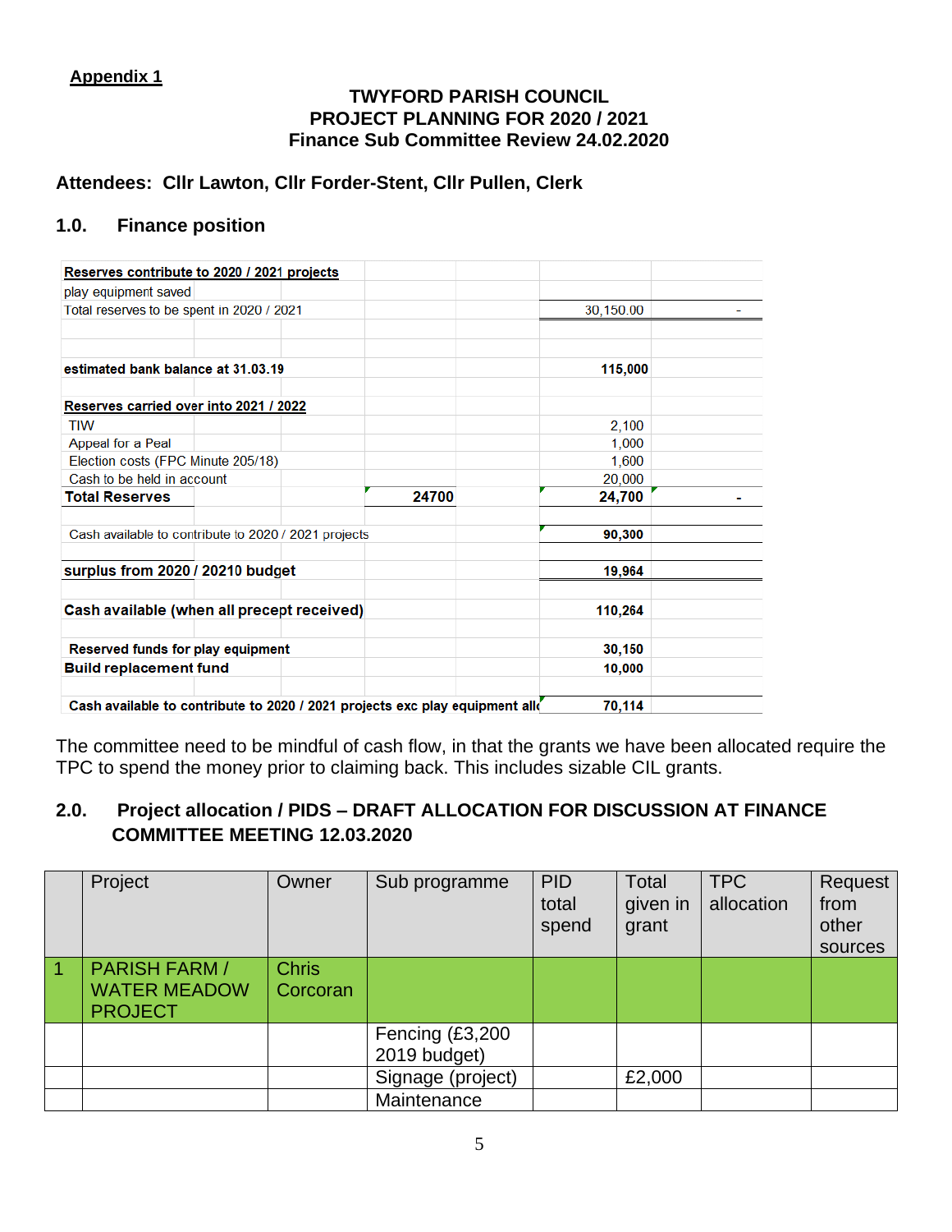**Appendix 1**

**TWYFORD PARISH COUNCIL**
**PROJECT PLANNING FOR 2020 / 2021**
**Finance Sub Committee Review 24.02.2020**

**Attendees: Cllr Lawton, Cllr Forder-Stent, Cllr Pullen, Clerk**

## 1.0. Finance position

| | | | |
|---|---|---|---|
| **Reserves contribute to 2020 / 2021 projects** | | | |
| play equipment saved | | | |
| Total reserves to be spent in 2020 / 2021 | | 30,150.00 | - |
| | | | |
| **estimated bank balance at 31.03.19** | | **115,000** | |
| | | | |
| **Reserves carried over into 2021 / 2022** | | | |
| TIW | | 2,100 | |
| Appeal for a Peal | | 1,000 | |
| Election costs (FPC Minute 205/18) | | 1,600 | |
| Cash to be held in account | | 20,000 | |
| **Total Reserves** | **24700** | **24,700** | **-** |
| | | | |
| Cash available to contribute to 2020 / 2021 projects | | **90,300** | |
| | | | |
| **surplus from 2020 / 20210 budget** | | **19,964** | |
| | | | |
| **Cash available (when all precept received)** | | **110,264** | |
| | | | |
| **Reserved funds for play equipment** | | **30,150** | |
| **Build replacement fund** | | **10,000** | |
| | | | |
| **Cash available to contribute to 2020 / 2021 projects exc play equipment all** | | **70,114** | |

The committee need to be mindful of cash flow, in that the grants we have been allocated require the TPC to spend the money prior to claiming back. This includes sizable CIL grants.

## 2.0. Project allocation / PIDS – DRAFT ALLOCATION FOR DISCUSSION AT FINANCE COMMITTEE MEETING 12.03.2020

| | Project | Owner | Sub programme | PID total spend | Total given in grant | TPC allocation | Request from other sources |
|---|---|---|---|---|---|---|---|
| 1 | PARISH FARM / WATER MEADOW PROJECT | Chris Corcoran | | | | | |
| | | | Fencing (£3,200 2019 budget) | | | | |
| | | | Signage (project) | | £2,000 | | |
| | | | Maintenance | | | | |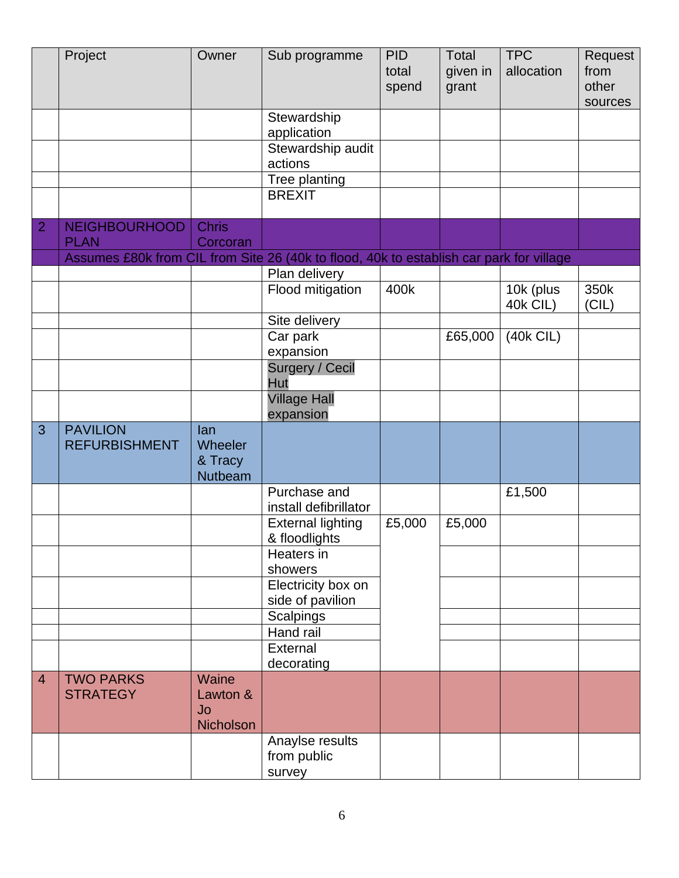| | Project | Owner | Sub programme | PID total spend | Total given in grant | TPC allocation | Request from other sources |
|---|---|---|---|---|---|---|---|
| | | | Stewardship application | | | | |
| | | | Stewardship audit actions | | | | |
| | | | Tree planting | | | | |
| | | | BREXIT | | | | |
| 2 | NEIGHBOURHOOD PLAN | Chris Corcoran | | | | | |
| | Assumes £80k from CIL from Site 26 (40k to flood, 40k to establish car park for village | | | | | | |
| | | | Plan delivery | | | | |
| | | | Flood mitigation | 400k | | 10k (plus 40k CIL) | 350k (CIL) |
| | | | Site delivery | | | | |
| | | | Car park expansion | | £65,000 | (40k CIL) | |
| | | | Surgery / Cecil Hut | | | | |
| | | | Village Hall expansion | | | | |
| 3 | PAVILION REFURBISHMENT | Ian Wheeler & Tracy Nutbeam | | | | | |
| | | | Purchase and install defibrillator | | | £1,500 | |
| | | | External lighting & floodlights | £5,000 | £5,000 | | |
| | | | Heaters in showers | | | | |
| | | | Electricity box on side of pavilion | | | | |
| | | | Scalpings | | | | |
| | | | Hand rail | | | | |
| | | | External decorating | | | | |
| 4 | TWO PARKS STRATEGY | Waine Lawton & Jo Nicholson | | | | | |
| | | | Anaylse results from public survey | | | | |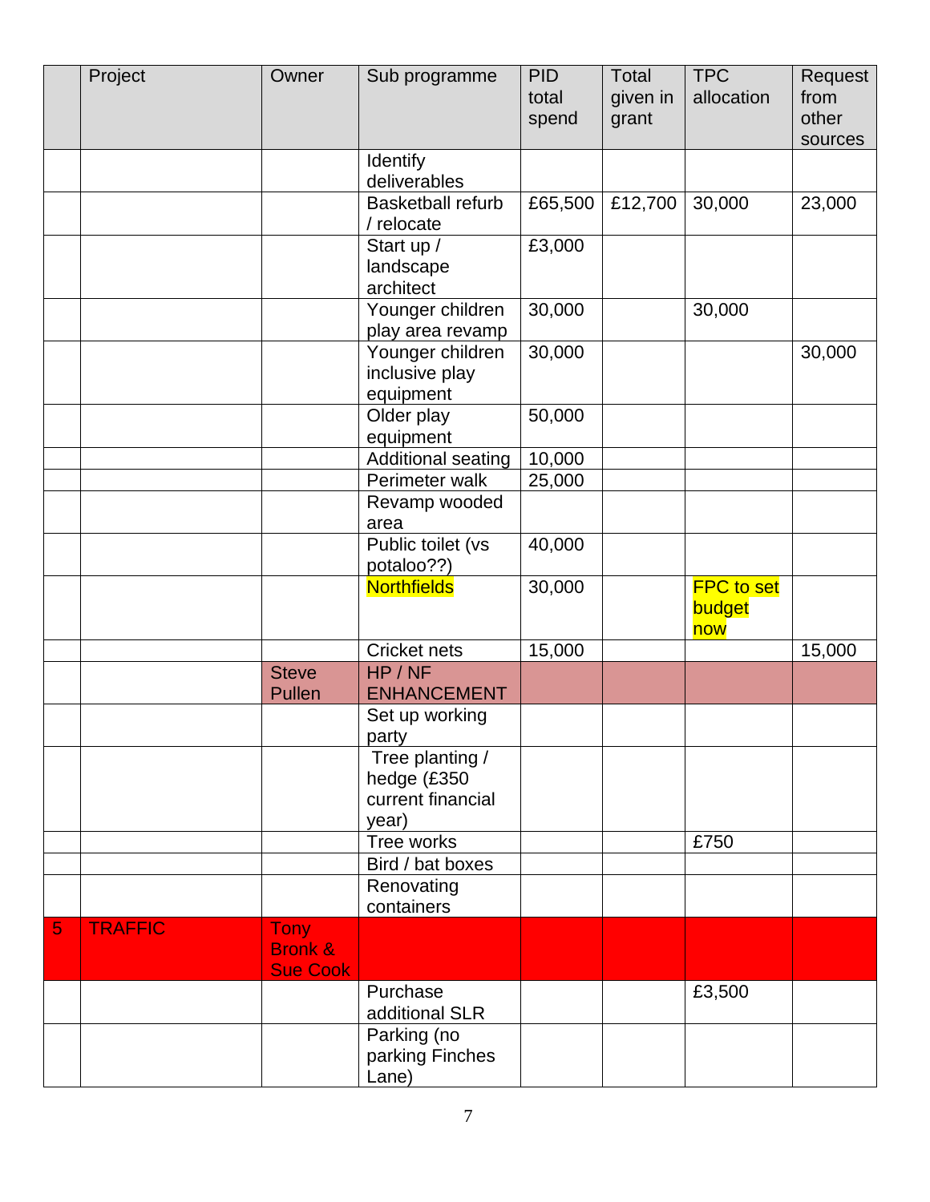| | Project | Owner | Sub programme | PID total spend | Total given in grant | TPC allocation | Request from other sources |
|---|---|---|---|---|---|---|---|
| | | | Identify deliverables | | | | |
| | | | Basketball refurb / relocate | £65,500 | £12,700 | 30,000 | 23,000 |
| | | | Start up / landscape architect | £3,000 | | | |
| | | | Younger children play area revamp | 30,000 | | 30,000 | |
| | | | Younger children inclusive play equipment | 30,000 | | | 30,000 |
| | | | Older play equipment | 50,000 | | | |
| | | | Additional seating | 10,000 | | | |
| | | | Perimeter walk | 25,000 | | | |
| | | | Revamp wooded area | | | | |
| | | | Public toilet (vs potaloo??) | 40,000 | | | |
| | | | Northfields | 30,000 | | FPC to set budget now | |
| | | | Cricket nets | 15,000 | | | 15,000 |
| | | Steve Pullen | HP / NF ENHANCEMENT | | | | |
| | | | Set up working party | | | | |
| | | | Tree planting / hedge (£350 current financial year) | | | | |
| | | | Tree works | | | £750 | |
| | | | Bird / bat boxes | | | | |
| | | | Renovating containers | | | | |
| 5 | TRAFFIC | Tony Bronk & Sue Cook | | | | | |
| | | | Purchase additional SLR | | | £3,500 | |
| | | | Parking (no parking Finches Lane) | | | | |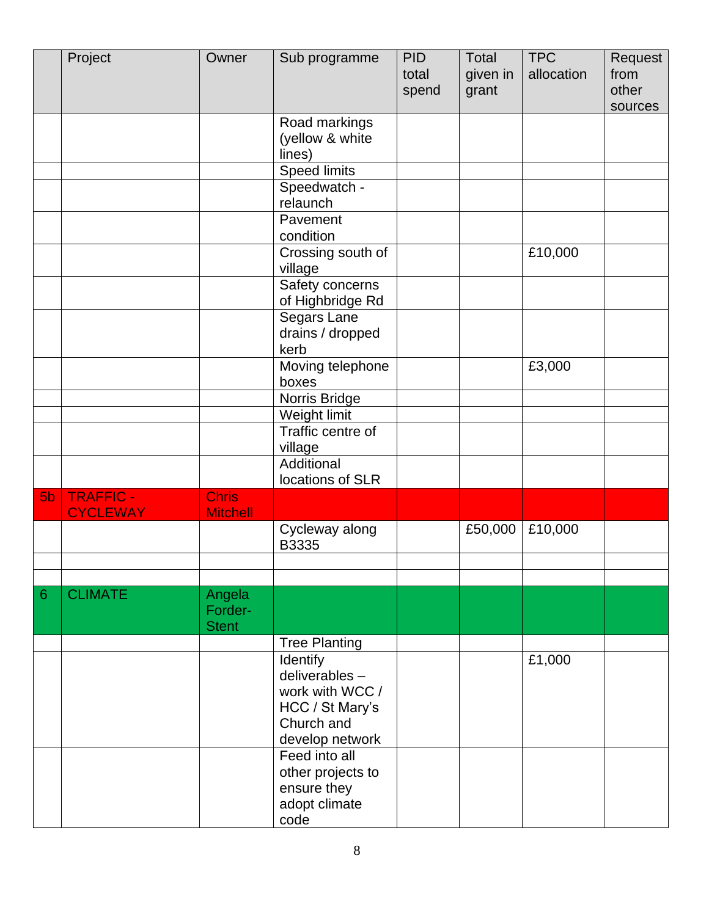|  | Project | Owner | Sub programme | PID total spend | Total given in grant | TPC allocation | Request from other sources |
|---|---|---|---|---|---|---|---|
|  |  |  | Road markings (yellow & white lines) |  |  |  |  |
|  |  |  | Speed limits |  |  |  |  |
|  |  |  | Speedwatch - relaunch |  |  |  |  |
|  |  |  | Pavement condition |  |  |  |  |
|  |  |  | Crossing south of village |  |  | £10,000 |  |
|  |  |  | Safety concerns of Highbridge Rd |  |  |  |  |
|  |  |  | Segars Lane drains / dropped kerb |  |  |  |  |
|  |  |  | Moving telephone boxes |  |  | £3,000 |  |
|  |  |  | Norris Bridge |  |  |  |  |
|  |  |  | Weight limit |  |  |  |  |
|  |  |  | Traffic centre of village |  |  |  |  |
|  |  |  | Additional locations of SLR |  |  |  |  |
| 5b | TRAFFIC - CYCLEWAY | Chris Mitchell |  |  |  |  |  |
|  |  |  | Cycleway along B3335 |  | £50,000 | £10,000 |  |
|  |  |  |  |  |  |  |  |
|  |  |  |  |  |  |  |  |
| 6 | CLIMATE | Angela Forder-Stent |  |  |  |  |  |
|  |  |  | Tree Planting |  |  |  |  |
|  |  |  | Identify deliverables – work with WCC / HCC / St Mary's Church and develop network |  |  | £1,000 |  |
|  |  |  | Feed into all other projects to ensure they adopt climate code |  |  |  |  |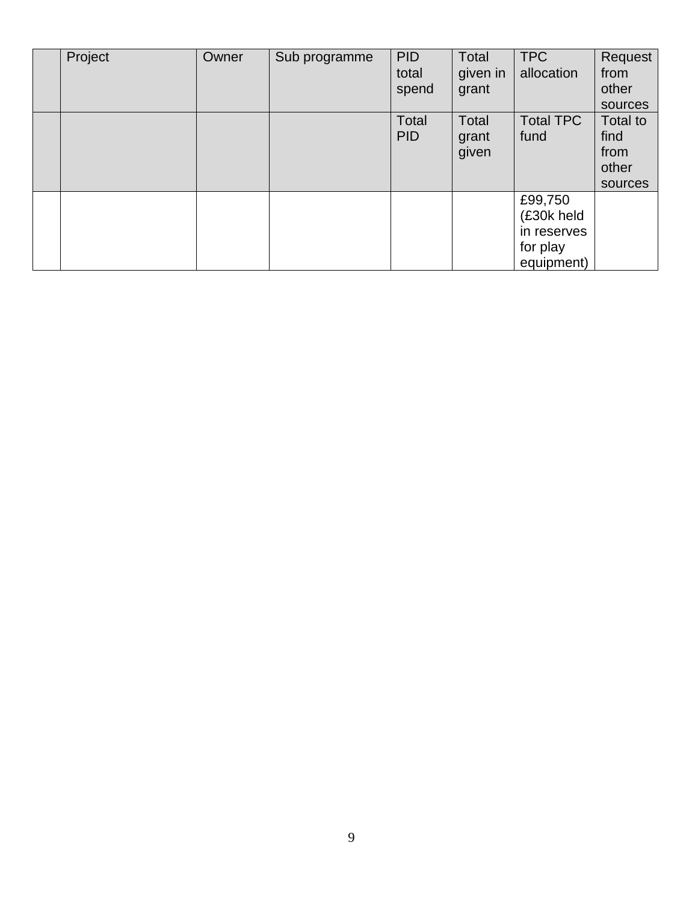| | Project | Owner | Sub programme | PID total spend | Total given in grant | TPC allocation | Request from other sources |
|---|---|---|---|---|---|---|---|
| | | | | Total PID | Total grant given | Total TPC fund | Total to find from other sources |
| | | | | | | £99,750 (£30k held in reserves for play equipment) | |